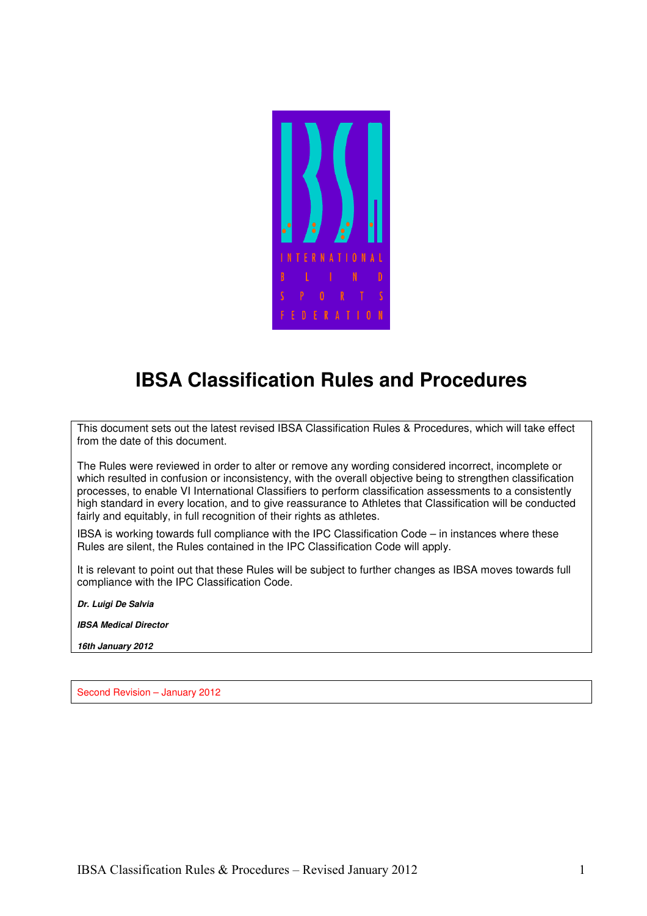# IBSA Classification Rules and Procedures

This document sets out the latest revised IBSA Classification Rules & Procedures, which will take effect from the date of this document.

The Rules were reviewed in order to alter or remove any wording considered incorrect, incomplete or which resulted in confusion or inconsistency, with the overall objective being to strengthen classification processes, to enable VI International Classifiers to perform classification assessments to a consistently high standard in every location, and to give reassurance to Athletes that Classification will be conducted fairly and equitably, in full recognition of their rights as athletes.

IBSA is working towards full compliance with the IPC Classification Code – in instances where these Rules are silent, the Rules contained in the IPC Classification Code will apply.

It is relevant to point out that these Rules will be subject to further changes as IBSA moves towards full compliance with the IPC Classification Code.

***Dr. Luigi De Salvia***

***IBSA Medical Director***

***16th January 2012***

Second Revision – January 2012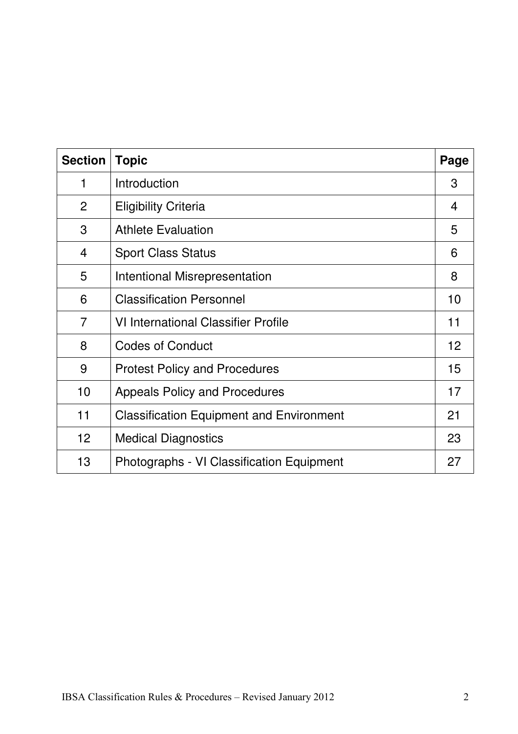| Section | Topic | Page |
|---|---|---|
| 1 | Introduction | 3 |
| 2 | Eligibility Criteria | 4 |
| 3 | Athlete Evaluation | 5 |
| 4 | Sport Class Status | 6 |
| 5 | Intentional Misrepresentation | 8 |
| 6 | Classification Personnel | 10 |
| 7 | VI International Classifier Profile | 11 |
| 8 | Codes of Conduct | 12 |
| 9 | Protest Policy and Procedures | 15 |
| 10 | Appeals Policy and Procedures | 17 |
| 11 | Classification Equipment and Environment | 21 |
| 12 | Medical Diagnostics | 23 |
| 13 | Photographs - VI Classification Equipment | 27 |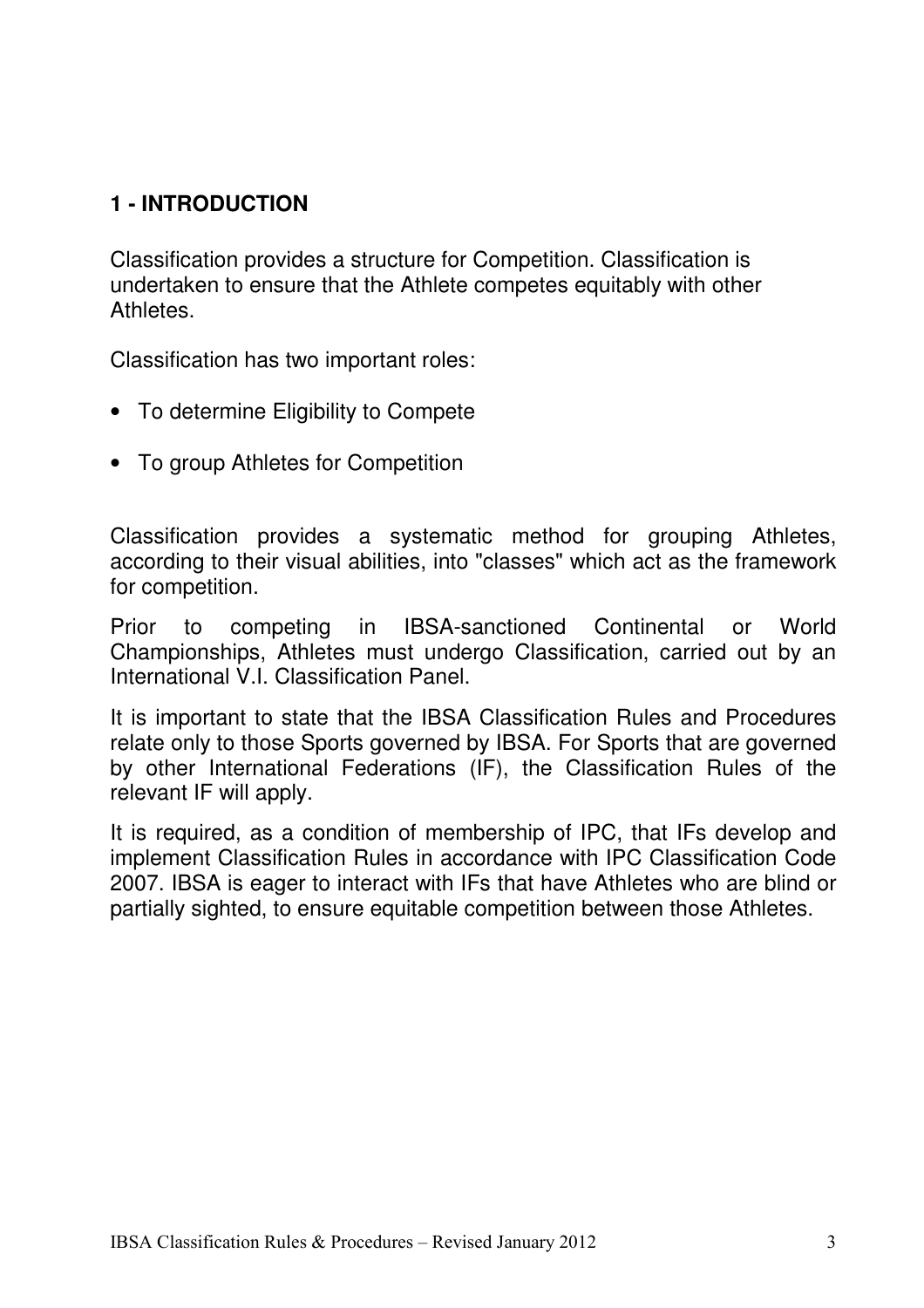## 1 - INTRODUCTION

Classification provides a structure for Competition. Classification is undertaken to ensure that the Athlete competes equitably with other Athletes.

Classification has two important roles:

- To determine Eligibility to Compete
- To group Athletes for Competition

Classification provides a systematic method for grouping Athletes, according to their visual abilities, into "classes" which act as the framework for competition.

Prior to competing in IBSA-sanctioned Continental or World Championships, Athletes must undergo Classification, carried out by an International V.I. Classification Panel.

It is important to state that the IBSA Classification Rules and Procedures relate only to those Sports governed by IBSA. For Sports that are governed by other International Federations (IF), the Classification Rules of the relevant IF will apply.

It is required, as a condition of membership of IPC, that IFs develop and implement Classification Rules in accordance with IPC Classification Code 2007. IBSA is eager to interact with IFs that have Athletes who are blind or partially sighted, to ensure equitable competition between those Athletes.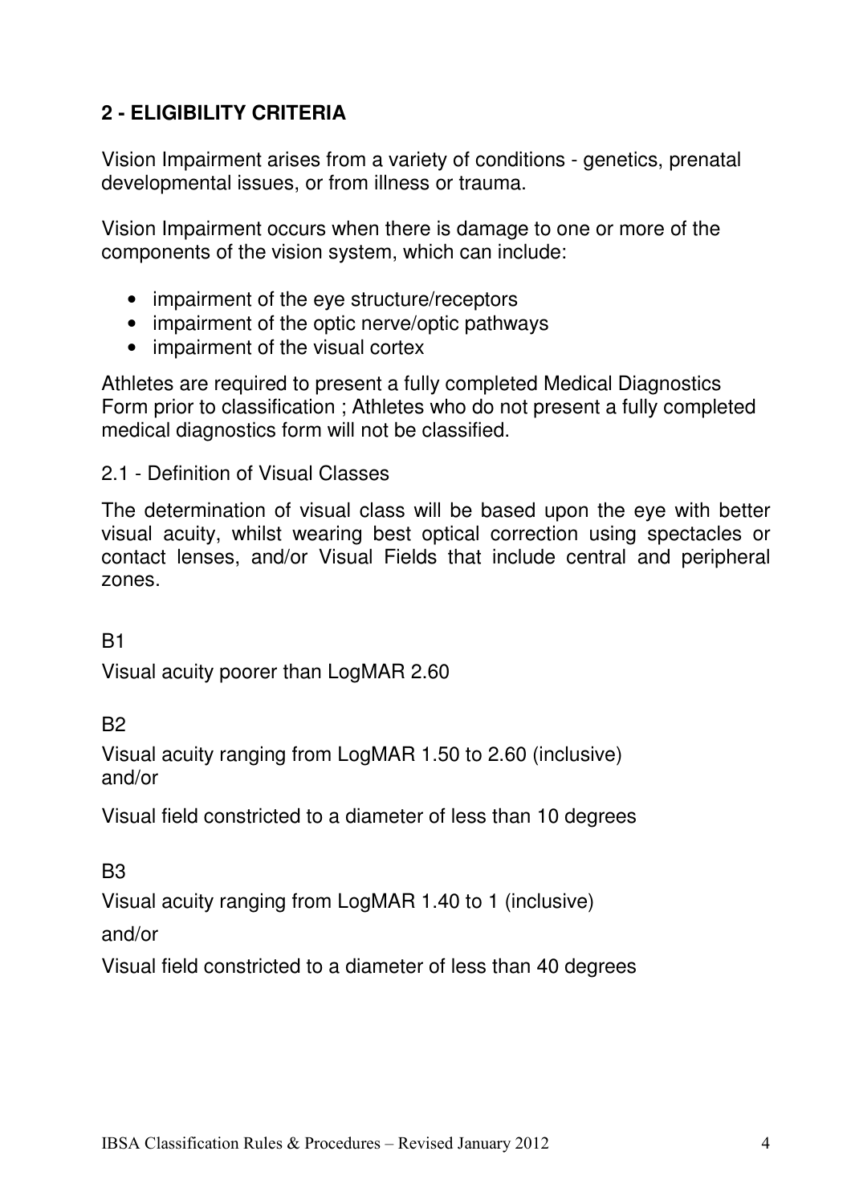## 2 - ELIGIBILITY CRITERIA

Vision Impairment arises from a variety of conditions - genetics, prenatal developmental issues, or from illness or trauma.

Vision Impairment occurs when there is damage to one or more of the components of the vision system, which can include:

- impairment of the eye structure/receptors
- impairment of the optic nerve/optic pathways
- impairment of the visual cortex

Athletes are required to present a fully completed Medical Diagnostics Form prior to classification ; Athletes who do not present a fully completed medical diagnostics form will not be classified.

2.1 - Definition of Visual Classes

The determination of visual class will be based upon the eye with better visual acuity, whilst wearing best optical correction using spectacles or contact lenses, and/or Visual Fields that include central and peripheral zones.

B1

Visual acuity poorer than LogMAR 2.60

B2

Visual acuity ranging from LogMAR 1.50 to 2.60 (inclusive)
and/or

Visual field constricted to a diameter of less than 10 degrees

B3

Visual acuity ranging from LogMAR 1.40 to 1 (inclusive)

and/or

Visual field constricted to a diameter of less than 40 degrees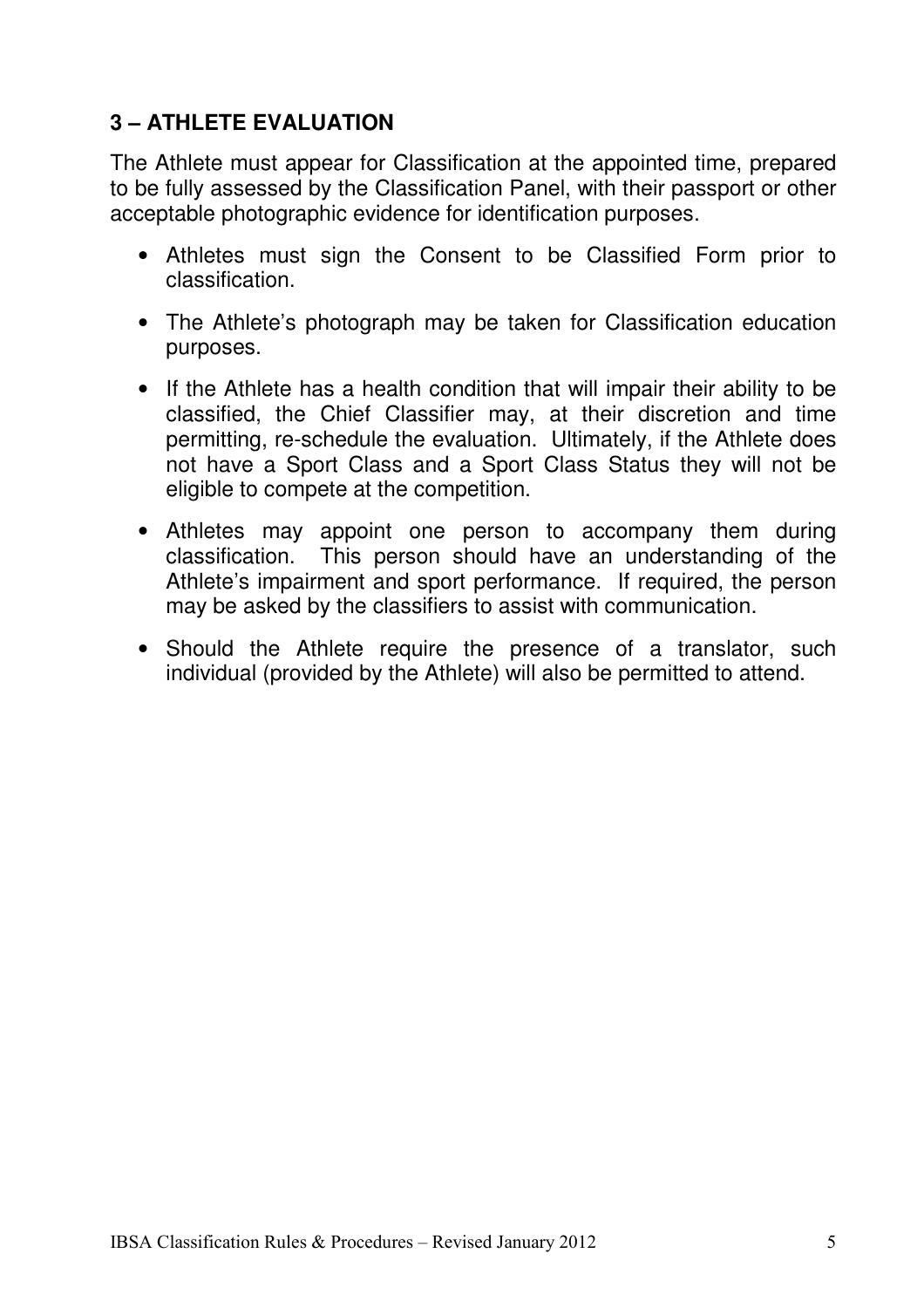## 3 – ATHLETE EVALUATION

The Athlete must appear for Classification at the appointed time, prepared to be fully assessed by the Classification Panel, with their passport or other acceptable photographic evidence for identification purposes.

- Athletes must sign the Consent to be Classified Form prior to classification.
- The Athlete's photograph may be taken for Classification education purposes.
- If the Athlete has a health condition that will impair their ability to be classified, the Chief Classifier may, at their discretion and time permitting, re-schedule the evaluation. Ultimately, if the Athlete does not have a Sport Class and a Sport Class Status they will not be eligible to compete at the competition.
- Athletes may appoint one person to accompany them during classification. This person should have an understanding of the Athlete's impairment and sport performance. If required, the person may be asked by the classifiers to assist with communication.
- Should the Athlete require the presence of a translator, such individual (provided by the Athlete) will also be permitted to attend.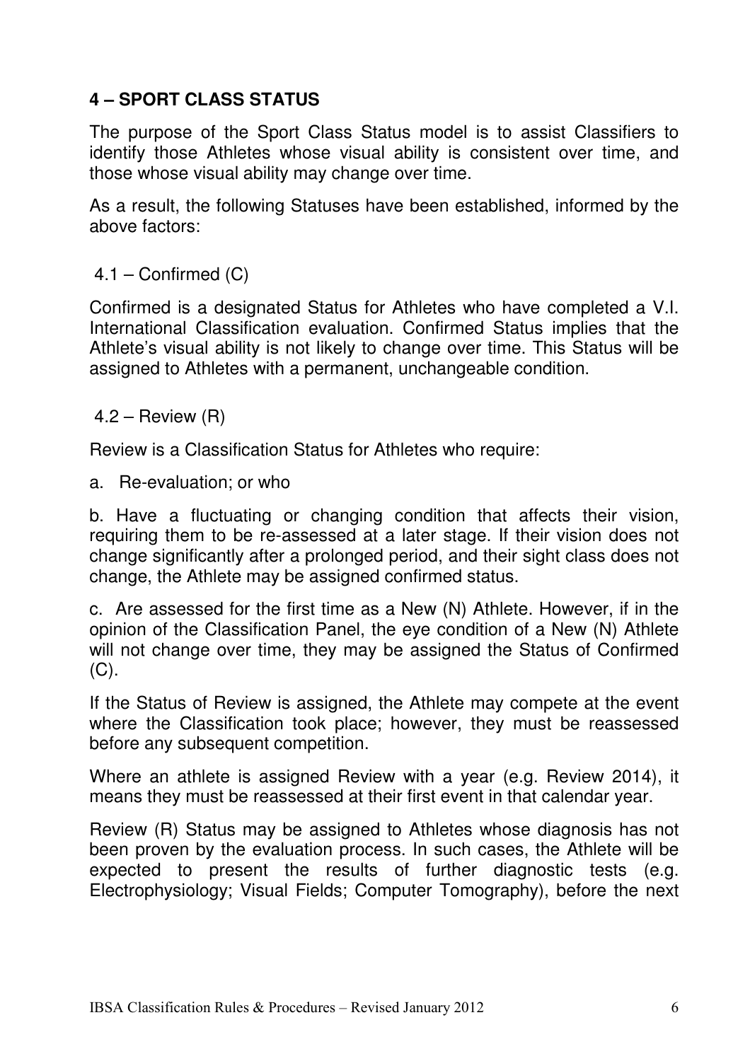## 4 – SPORT CLASS STATUS

The purpose of the Sport Class Status model is to assist Classifiers to identify those Athletes whose visual ability is consistent over time, and those whose visual ability may change over time.

As a result, the following Statuses have been established, informed by the above factors:

### 4.1 – Confirmed (C)

Confirmed is a designated Status for Athletes who have completed a V.I. International Classification evaluation. Confirmed Status implies that the Athlete's visual ability is not likely to change over time. This Status will be assigned to Athletes with a permanent, unchangeable condition.

### 4.2 – Review (R)

Review is a Classification Status for Athletes who require:

a. Re-evaluation; or who

b. Have a fluctuating or changing condition that affects their vision, requiring them to be re-assessed at a later stage. If their vision does not change significantly after a prolonged period, and their sight class does not change, the Athlete may be assigned confirmed status.

c. Are assessed for the first time as a New (N) Athlete. However, if in the opinion of the Classification Panel, the eye condition of a New (N) Athlete will not change over time, they may be assigned the Status of Confirmed (C).

If the Status of Review is assigned, the Athlete may compete at the event where the Classification took place; however, they must be reassessed before any subsequent competition.

Where an athlete is assigned Review with a year (e.g. Review 2014), it means they must be reassessed at their first event in that calendar year.

Review (R) Status may be assigned to Athletes whose diagnosis has not been proven by the evaluation process. In such cases, the Athlete will be expected to present the results of further diagnostic tests (e.g. Electrophysiology; Visual Fields; Computer Tomography), before the next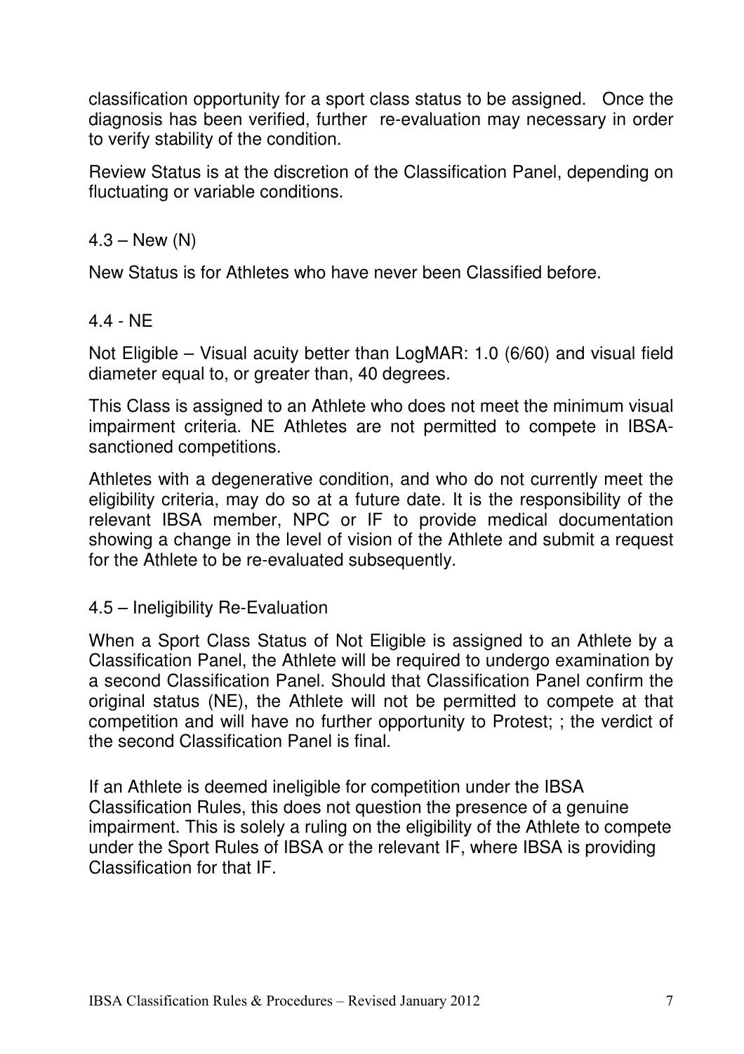classification opportunity for a sport class status to be assigned. Once the diagnosis has been verified, further re-evaluation may necessary in order to verify stability of the condition.

Review Status is at the discretion of the Classification Panel, depending on fluctuating or variable conditions.

### 4.3 – New (N)

New Status is for Athletes who have never been Classified before.

### 4.4 - NE

Not Eligible – Visual acuity better than LogMAR: 1.0 (6/60) and visual field diameter equal to, or greater than, 40 degrees.

This Class is assigned to an Athlete who does not meet the minimum visual impairment criteria. NE Athletes are not permitted to compete in IBSA-sanctioned competitions.

Athletes with a degenerative condition, and who do not currently meet the eligibility criteria, may do so at a future date. It is the responsibility of the relevant IBSA member, NPC or IF to provide medical documentation showing a change in the level of vision of the Athlete and submit a request for the Athlete to be re-evaluated subsequently.

### 4.5 – Ineligibility Re-Evaluation

When a Sport Class Status of Not Eligible is assigned to an Athlete by a Classification Panel, the Athlete will be required to undergo examination by a second Classification Panel. Should that Classification Panel confirm the original status (NE), the Athlete will not be permitted to compete at that competition and will have no further opportunity to Protest; ; the verdict of the second Classification Panel is final.

If an Athlete is deemed ineligible for competition under the IBSA Classification Rules, this does not question the presence of a genuine impairment. This is solely a ruling on the eligibility of the Athlete to compete under the Sport Rules of IBSA or the relevant IF, where IBSA is providing Classification for that IF.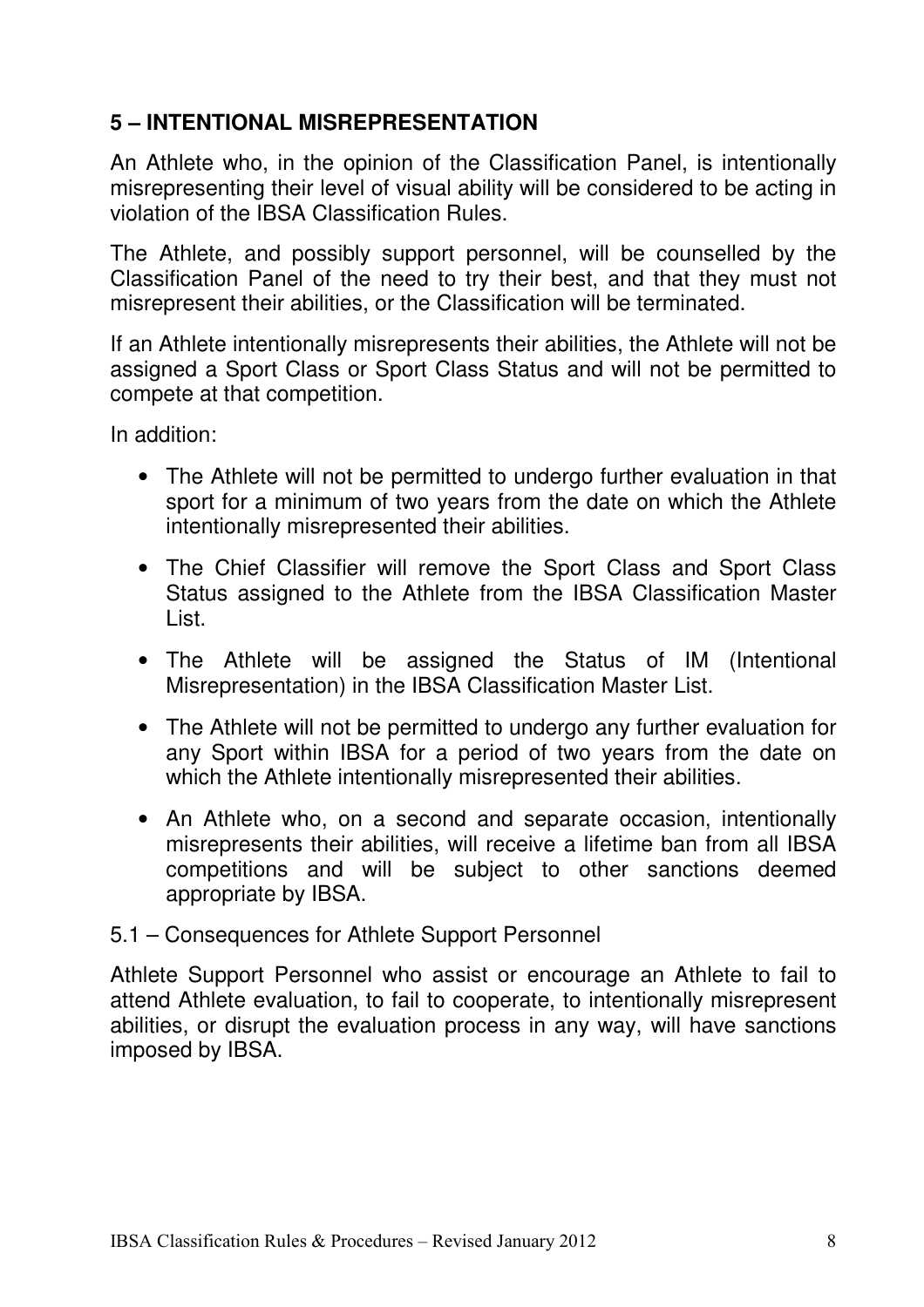## 5 – INTENTIONAL MISREPRESENTATION

An Athlete who, in the opinion of the Classification Panel, is intentionally misrepresenting their level of visual ability will be considered to be acting in violation of the IBSA Classification Rules.

The Athlete, and possibly support personnel, will be counselled by the Classification Panel of the need to try their best, and that they must not misrepresent their abilities, or the Classification will be terminated.

If an Athlete intentionally misrepresents their abilities, the Athlete will not be assigned a Sport Class or Sport Class Status and will not be permitted to compete at that competition.

In addition:

- The Athlete will not be permitted to undergo further evaluation in that sport for a minimum of two years from the date on which the Athlete intentionally misrepresented their abilities.
- The Chief Classifier will remove the Sport Class and Sport Class Status assigned to the Athlete from the IBSA Classification Master List.
- The Athlete will be assigned the Status of IM (Intentional Misrepresentation) in the IBSA Classification Master List.
- The Athlete will not be permitted to undergo any further evaluation for any Sport within IBSA for a period of two years from the date on which the Athlete intentionally misrepresented their abilities.
- An Athlete who, on a second and separate occasion, intentionally misrepresents their abilities, will receive a lifetime ban from all IBSA competitions and will be subject to other sanctions deemed appropriate by IBSA.

### 5.1 – Consequences for Athlete Support Personnel

Athlete Support Personnel who assist or encourage an Athlete to fail to attend Athlete evaluation, to fail to cooperate, to intentionally misrepresent abilities, or disrupt the evaluation process in any way, will have sanctions imposed by IBSA.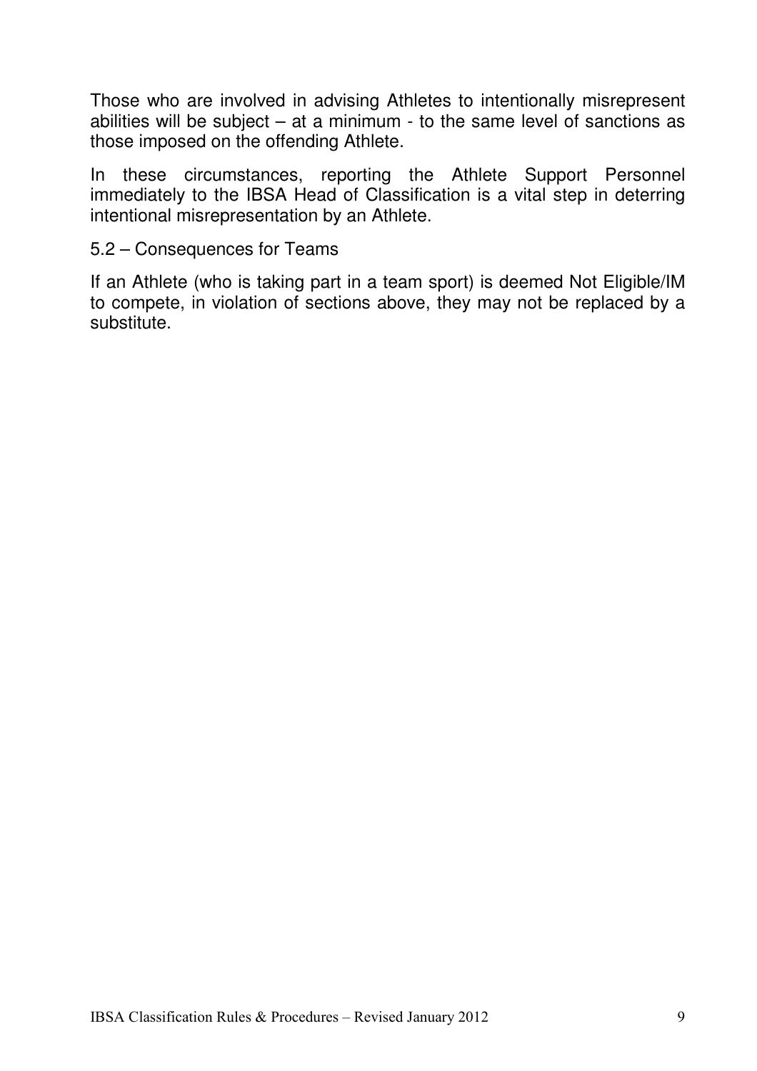Those who are involved in advising Athletes to intentionally misrepresent abilities will be subject – at a minimum - to the same level of sanctions as those imposed on the offending Athlete.

In these circumstances, reporting the Athlete Support Personnel immediately to the IBSA Head of Classification is a vital step in deterring intentional misrepresentation by an Athlete.

### 5.2 – Consequences for Teams

If an Athlete (who is taking part in a team sport) is deemed Not Eligible/IM to compete, in violation of sections above, they may not be replaced by a substitute.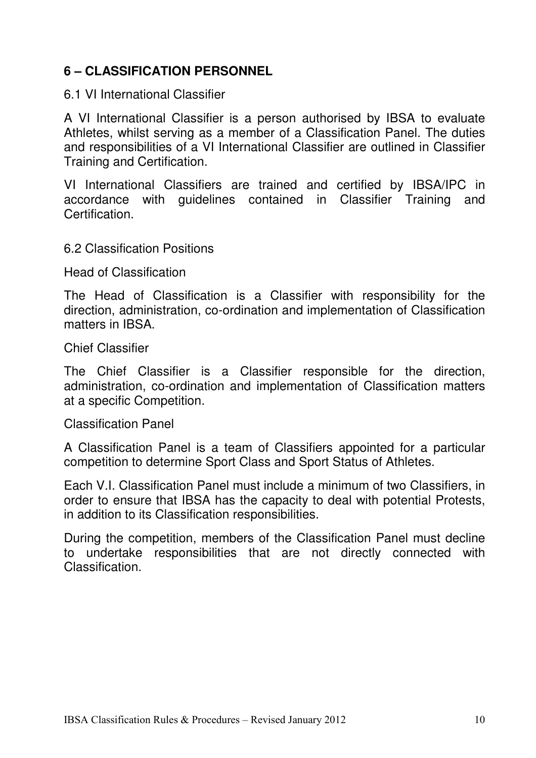## 6 – CLASSIFICATION PERSONNEL

### 6.1 VI International Classifier

A VI International Classifier is a person authorised by IBSA to evaluate Athletes, whilst serving as a member of a Classification Panel. The duties and responsibilities of a VI International Classifier are outlined in Classifier Training and Certification.

VI International Classifiers are trained and certified by IBSA/IPC in accordance with guidelines contained in Classifier Training and Certification.

### 6.2 Classification Positions

#### Head of Classification

The Head of Classification is a Classifier with responsibility for the direction, administration, co-ordination and implementation of Classification matters in IBSA.

#### Chief Classifier

The Chief Classifier is a Classifier responsible for the direction, administration, co-ordination and implementation of Classification matters at a specific Competition.

#### Classification Panel

A Classification Panel is a team of Classifiers appointed for a particular competition to determine Sport Class and Sport Status of Athletes.

Each V.I. Classification Panel must include a minimum of two Classifiers, in order to ensure that IBSA has the capacity to deal with potential Protests, in addition to its Classification responsibilities.

During the competition, members of the Classification Panel must decline to undertake responsibilities that are not directly connected with Classification.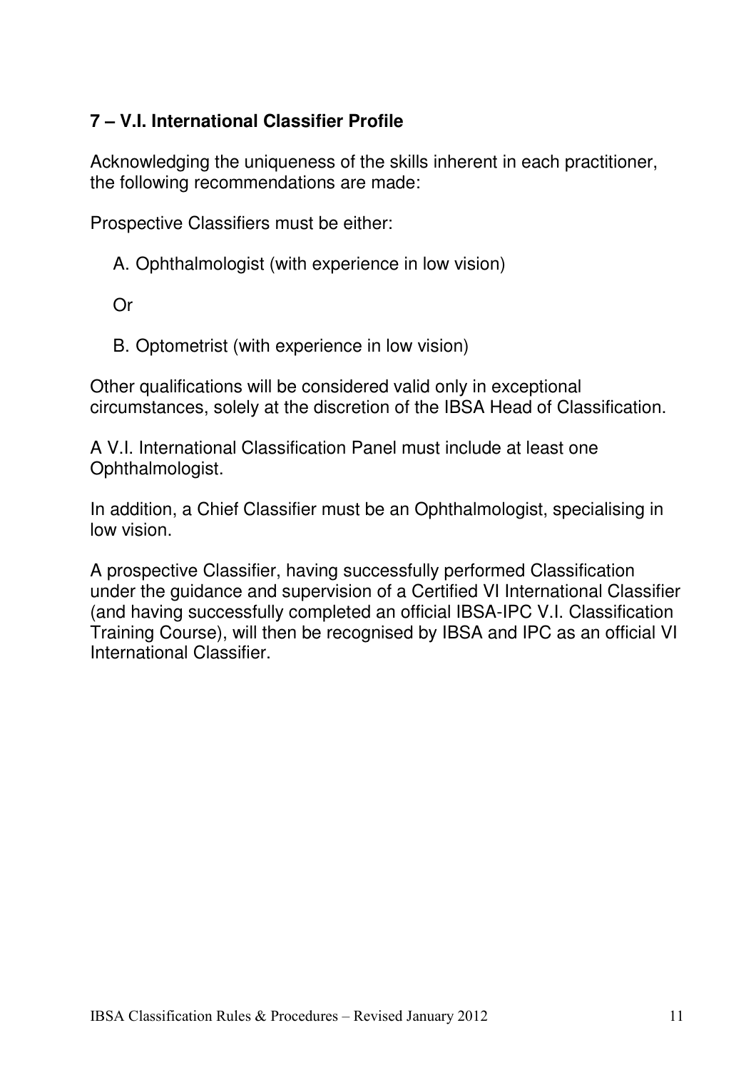## 7 – V.I. International Classifier Profile

Acknowledging the uniqueness of the skills inherent in each practitioner, the following recommendations are made:

Prospective Classifiers must be either:

A. Ophthalmologist (with experience in low vision)

Or

B. Optometrist (with experience in low vision)

Other qualifications will be considered valid only in exceptional circumstances, solely at the discretion of the IBSA Head of Classification.

A V.I. International Classification Panel must include at least one Ophthalmologist.

In addition, a Chief Classifier must be an Ophthalmologist, specialising in low vision.

A prospective Classifier, having successfully performed Classification under the guidance and supervision of a Certified VI International Classifier (and having successfully completed an official IBSA-IPC V.I. Classification Training Course), will then be recognised by IBSA and IPC as an official VI International Classifier.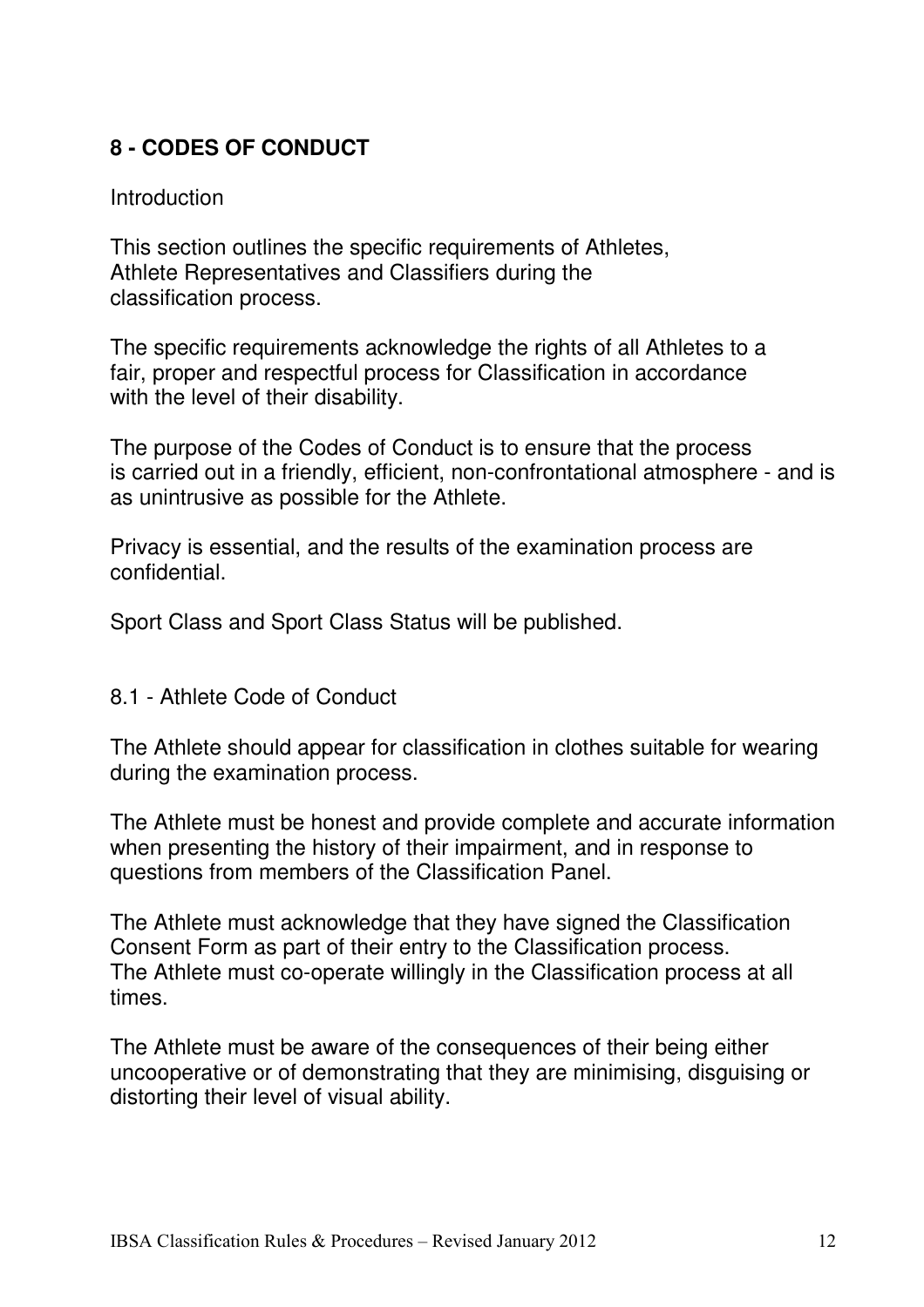## 8 - CODES OF CONDUCT

Introduction

This section outlines the specific requirements of Athletes, Athlete Representatives and Classifiers during the classification process.

The specific requirements acknowledge the rights of all Athletes to a fair, proper and respectful process for Classification in accordance with the level of their disability.

The purpose of the Codes of Conduct is to ensure that the process is carried out in a friendly, efficient, non-confrontational atmosphere - and is as unintrusive as possible for the Athlete.

Privacy is essential, and the results of the examination process are confidential.

Sport Class and Sport Class Status will be published.

### 8.1 - Athlete Code of Conduct

The Athlete should appear for classification in clothes suitable for wearing during the examination process.

The Athlete must be honest and provide complete and accurate information when presenting the history of their impairment, and in response to questions from members of the Classification Panel.

The Athlete must acknowledge that they have signed the Classification Consent Form as part of their entry to the Classification process.
The Athlete must co-operate willingly in the Classification process at all times.

The Athlete must be aware of the consequences of their being either uncooperative or of demonstrating that they are minimising, disguising or distorting their level of visual ability.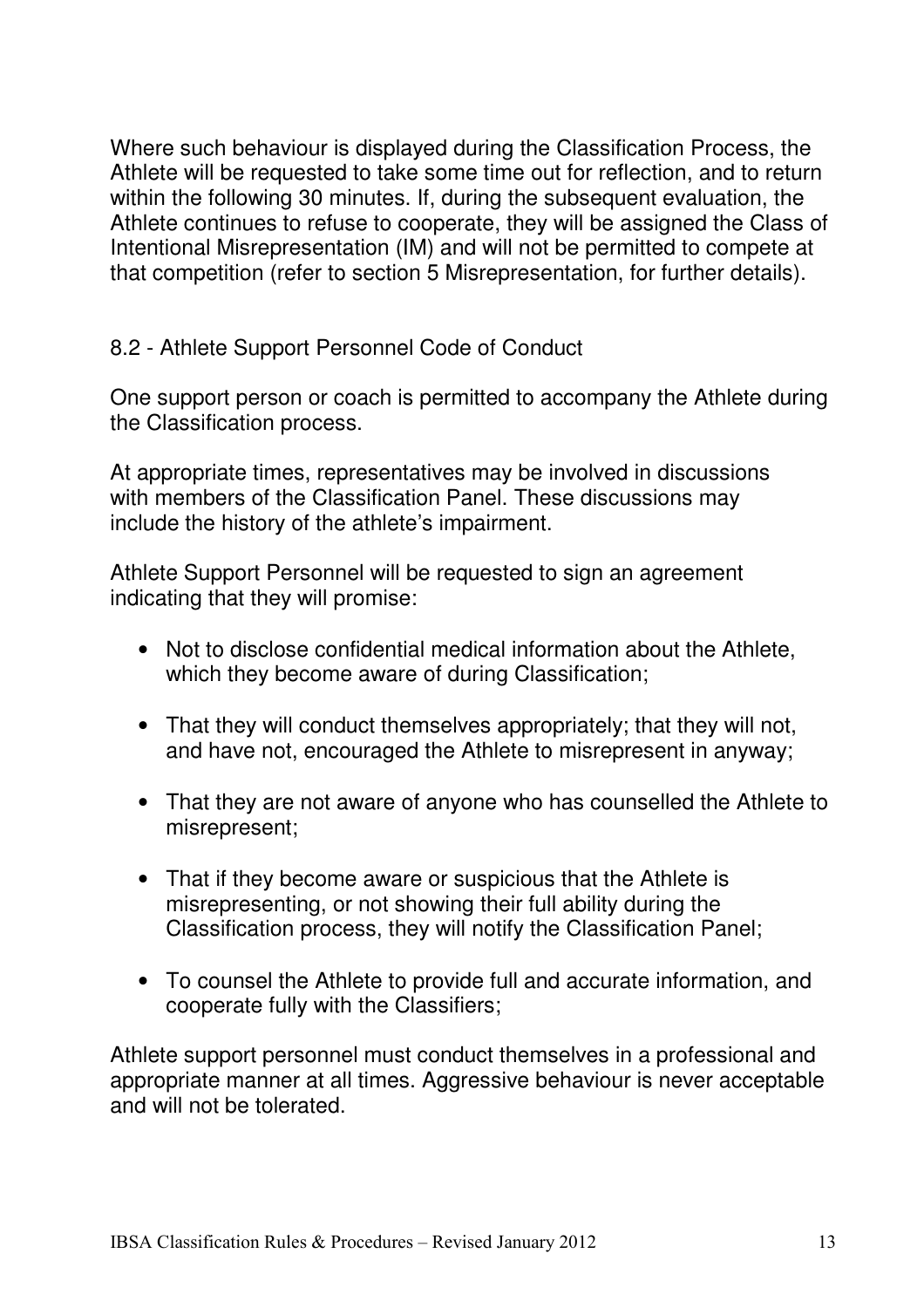Where such behaviour is displayed during the Classification Process, the Athlete will be requested to take some time out for reflection, and to return within the following 30 minutes. If, during the subsequent evaluation, the Athlete continues to refuse to cooperate, they will be assigned the Class of Intentional Misrepresentation (IM) and will not be permitted to compete at that competition (refer to section 5 Misrepresentation, for further details).

## 8.2 - Athlete Support Personnel Code of Conduct

One support person or coach is permitted to accompany the Athlete during the Classification process.

At appropriate times, representatives may be involved in discussions with members of the Classification Panel. These discussions may include the history of the athlete's impairment.

Athlete Support Personnel will be requested to sign an agreement indicating that they will promise:

- Not to disclose confidential medical information about the Athlete, which they become aware of during Classification;
- That they will conduct themselves appropriately; that they will not, and have not, encouraged the Athlete to misrepresent in anyway;
- That they are not aware of anyone who has counselled the Athlete to misrepresent;
- That if they become aware or suspicious that the Athlete is misrepresenting, or not showing their full ability during the Classification process, they will notify the Classification Panel;
- To counsel the Athlete to provide full and accurate information, and cooperate fully with the Classifiers;

Athlete support personnel must conduct themselves in a professional and appropriate manner at all times. Aggressive behaviour is never acceptable and will not be tolerated.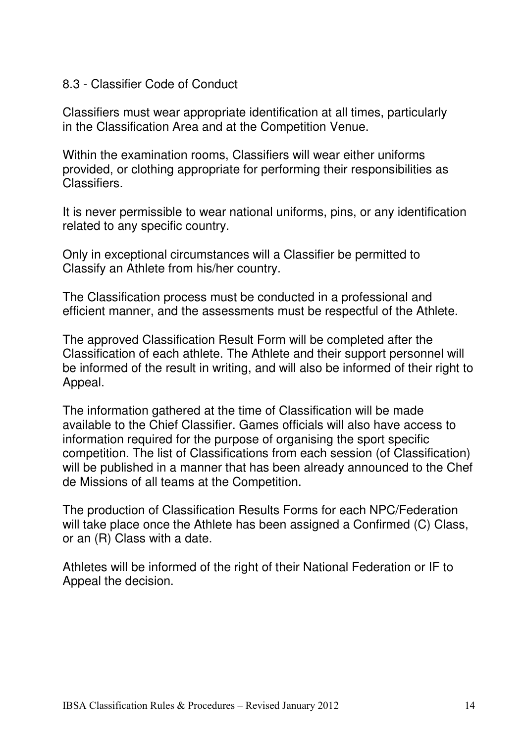## 8.3 - Classifier Code of Conduct

Classifiers must wear appropriate identification at all times, particularly in the Classification Area and at the Competition Venue.

Within the examination rooms, Classifiers will wear either uniforms provided, or clothing appropriate for performing their responsibilities as Classifiers.

It is never permissible to wear national uniforms, pins, or any identification related to any specific country.

Only in exceptional circumstances will a Classifier be permitted to Classify an Athlete from his/her country.

The Classification process must be conducted in a professional and efficient manner, and the assessments must be respectful of the Athlete.

The approved Classification Result Form will be completed after the Classification of each athlete. The Athlete and their support personnel will be informed of the result in writing, and will also be informed of their right to Appeal.

The information gathered at the time of Classification will be made available to the Chief Classifier. Games officials will also have access to information required for the purpose of organising the sport specific competition. The list of Classifications from each session (of Classification) will be published in a manner that has been already announced to the Chef de Missions of all teams at the Competition.

The production of Classification Results Forms for each NPC/Federation will take place once the Athlete has been assigned a Confirmed (C) Class, or an (R) Class with a date.

Athletes will be informed of the right of their National Federation or IF to Appeal the decision.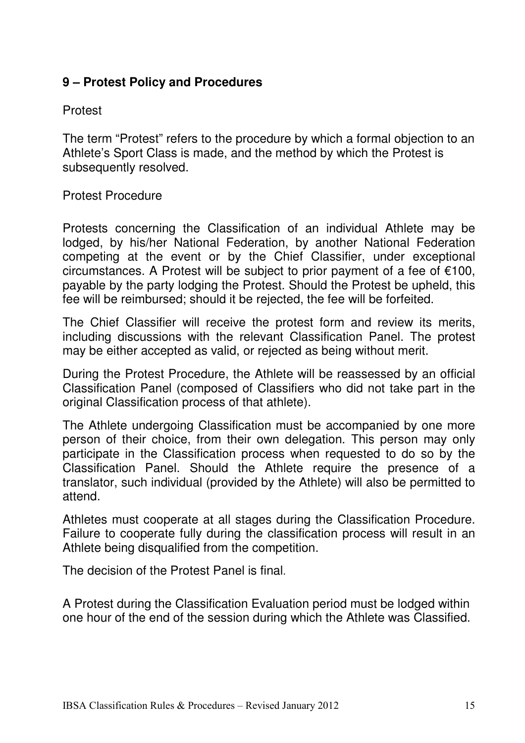## 9 – Protest Policy and Procedures

Protest

The term "Protest" refers to the procedure by which a formal objection to an Athlete's Sport Class is made, and the method by which the Protest is subsequently resolved.

Protest Procedure

Protests concerning the Classification of an individual Athlete may be lodged, by his/her National Federation, by another National Federation competing at the event or by the Chief Classifier, under exceptional circumstances. A Protest will be subject to prior payment of a fee of €100, payable by the party lodging the Protest. Should the Protest be upheld, this fee will be reimbursed; should it be rejected, the fee will be forfeited.

The Chief Classifier will receive the protest form and review its merits, including discussions with the relevant Classification Panel. The protest may be either accepted as valid, or rejected as being without merit.

During the Protest Procedure, the Athlete will be reassessed by an official Classification Panel (composed of Classifiers who did not take part in the original Classification process of that athlete).

The Athlete undergoing Classification must be accompanied by one more person of their choice, from their own delegation. This person may only participate in the Classification process when requested to do so by the Classification Panel. Should the Athlete require the presence of a translator, such individual (provided by the Athlete) will also be permitted to attend.

Athletes must cooperate at all stages during the Classification Procedure. Failure to cooperate fully during the classification process will result in an Athlete being disqualified from the competition.

The decision of the Protest Panel is final.

A Protest during the Classification Evaluation period must be lodged within one hour of the end of the session during which the Athlete was Classified.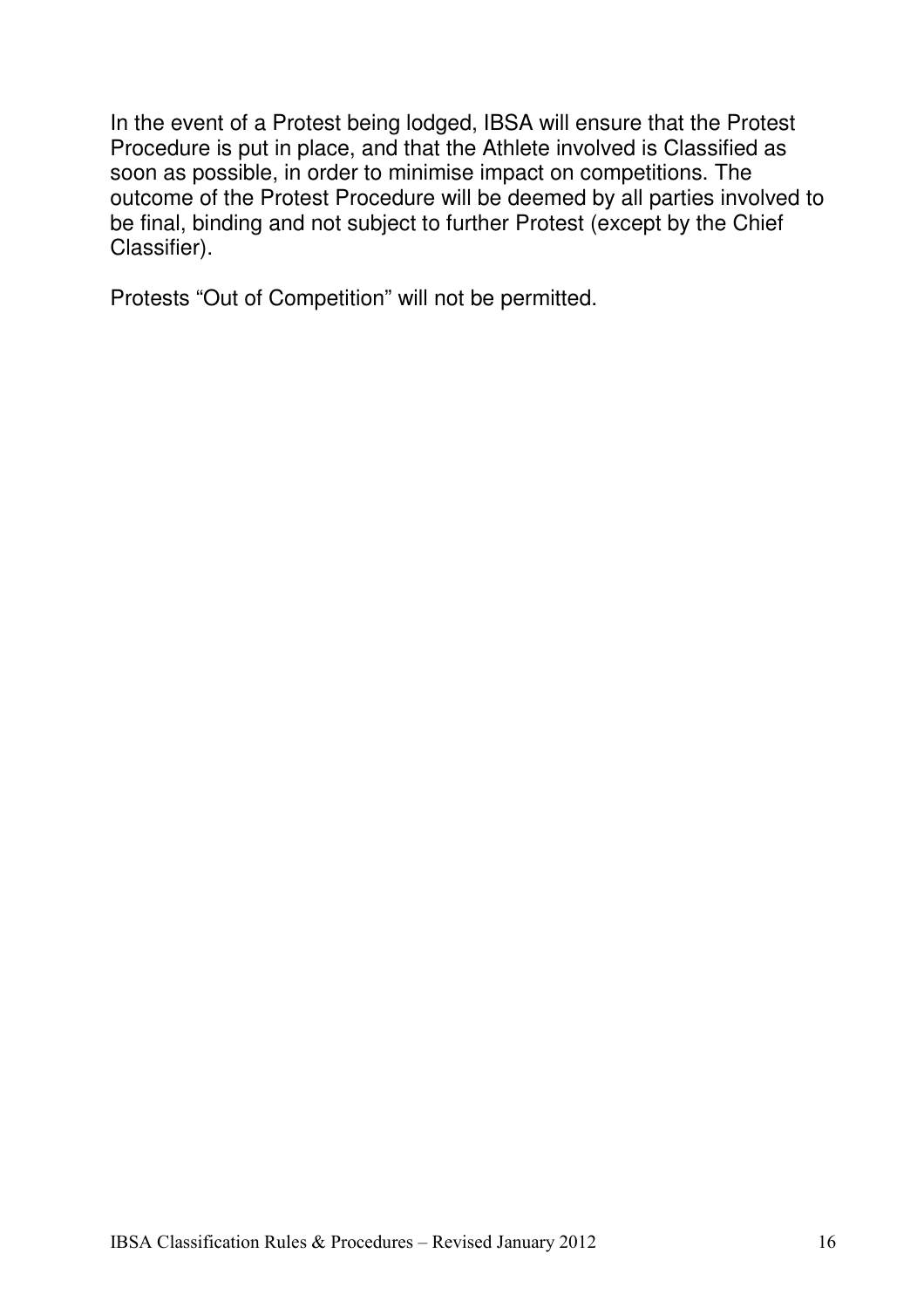In the event of a Protest being lodged, IBSA will ensure that the Protest Procedure is put in place, and that the Athlete involved is Classified as soon as possible, in order to minimise impact on competitions. The outcome of the Protest Procedure will be deemed by all parties involved to be final, binding and not subject to further Protest (except by the Chief Classifier).

Protests “Out of Competition” will not be permitted.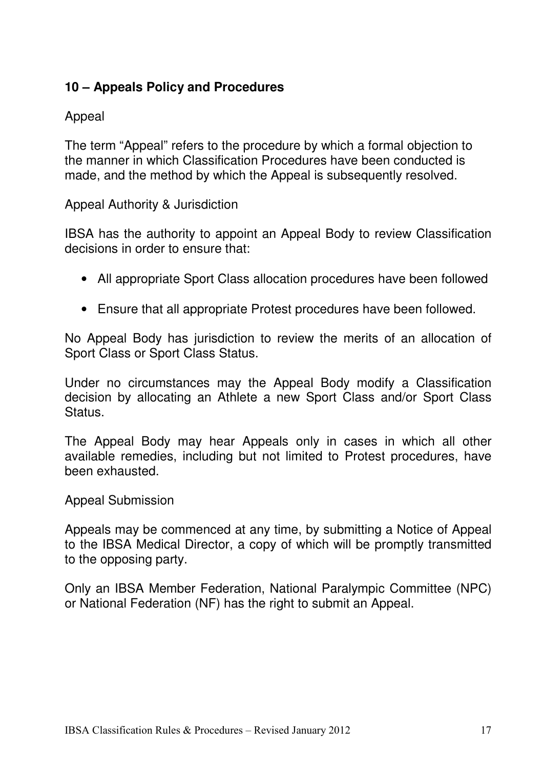## 10 – Appeals Policy and Procedures

Appeal

The term "Appeal" refers to the procedure by which a formal objection to the manner in which Classification Procedures have been conducted is made, and the method by which the Appeal is subsequently resolved.

Appeal Authority & Jurisdiction

IBSA has the authority to appoint an Appeal Body to review Classification decisions in order to ensure that:

- All appropriate Sport Class allocation procedures have been followed
- Ensure that all appropriate Protest procedures have been followed.

No Appeal Body has jurisdiction to review the merits of an allocation of Sport Class or Sport Class Status.

Under no circumstances may the Appeal Body modify a Classification decision by allocating an Athlete a new Sport Class and/or Sport Class Status.

The Appeal Body may hear Appeals only in cases in which all other available remedies, including but not limited to Protest procedures, have been exhausted.

Appeal Submission

Appeals may be commenced at any time, by submitting a Notice of Appeal to the IBSA Medical Director, a copy of which will be promptly transmitted to the opposing party.

Only an IBSA Member Federation, National Paralympic Committee (NPC) or National Federation (NF) has the right to submit an Appeal.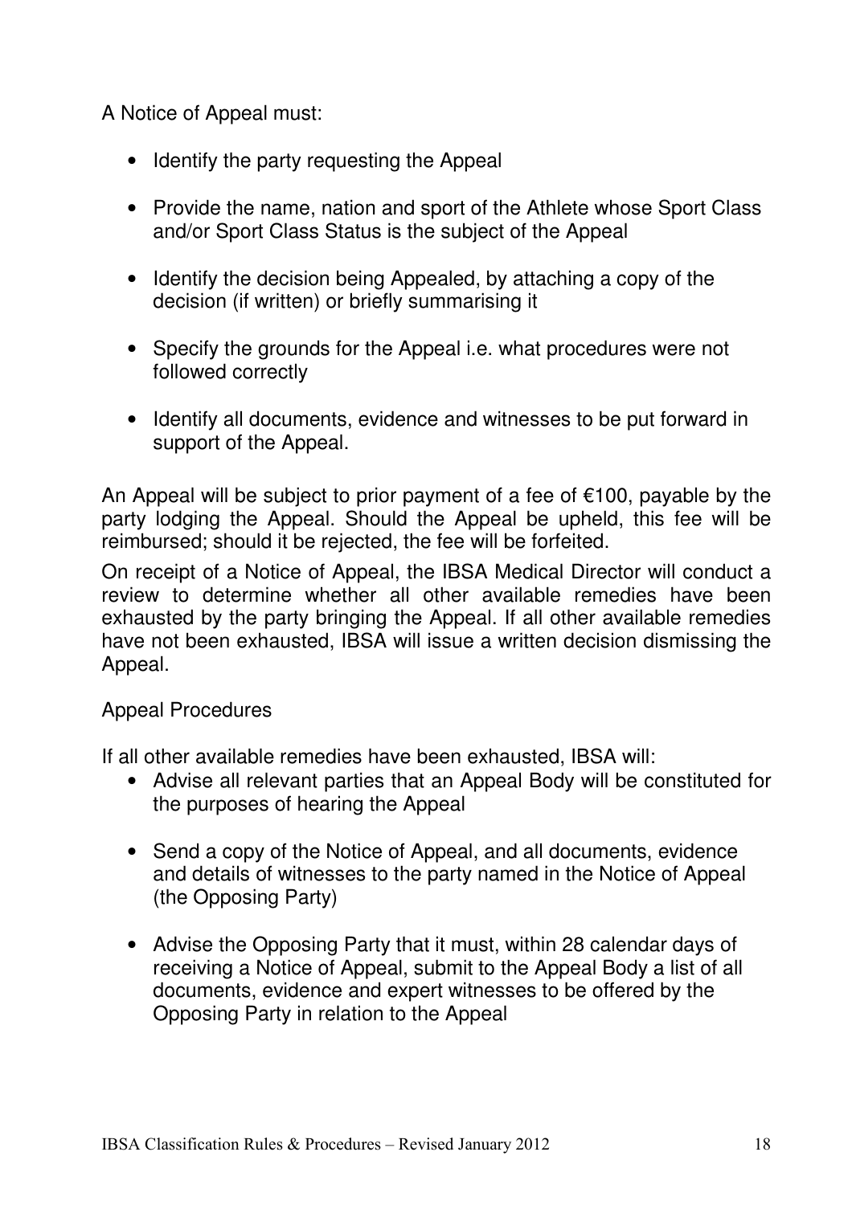A Notice of Appeal must:

- Identify the party requesting the Appeal
- Provide the name, nation and sport of the Athlete whose Sport Class and/or Sport Class Status is the subject of the Appeal
- Identify the decision being Appealed, by attaching a copy of the decision (if written) or briefly summarising it
- Specify the grounds for the Appeal i.e. what procedures were not followed correctly
- Identify all documents, evidence and witnesses to be put forward in support of the Appeal.

An Appeal will be subject to prior payment of a fee of €100, payable by the party lodging the Appeal. Should the Appeal be upheld, this fee will be reimbursed; should it be rejected, the fee will be forfeited.

On receipt of a Notice of Appeal, the IBSA Medical Director will conduct a review to determine whether all other available remedies have been exhausted by the party bringing the Appeal. If all other available remedies have not been exhausted, IBSA will issue a written decision dismissing the Appeal.

Appeal Procedures

If all other available remedies have been exhausted, IBSA will:

- Advise all relevant parties that an Appeal Body will be constituted for the purposes of hearing the Appeal
- Send a copy of the Notice of Appeal, and all documents, evidence and details of witnesses to the party named in the Notice of Appeal (the Opposing Party)
- Advise the Opposing Party that it must, within 28 calendar days of receiving a Notice of Appeal, submit to the Appeal Body a list of all documents, evidence and expert witnesses to be offered by the Opposing Party in relation to the Appeal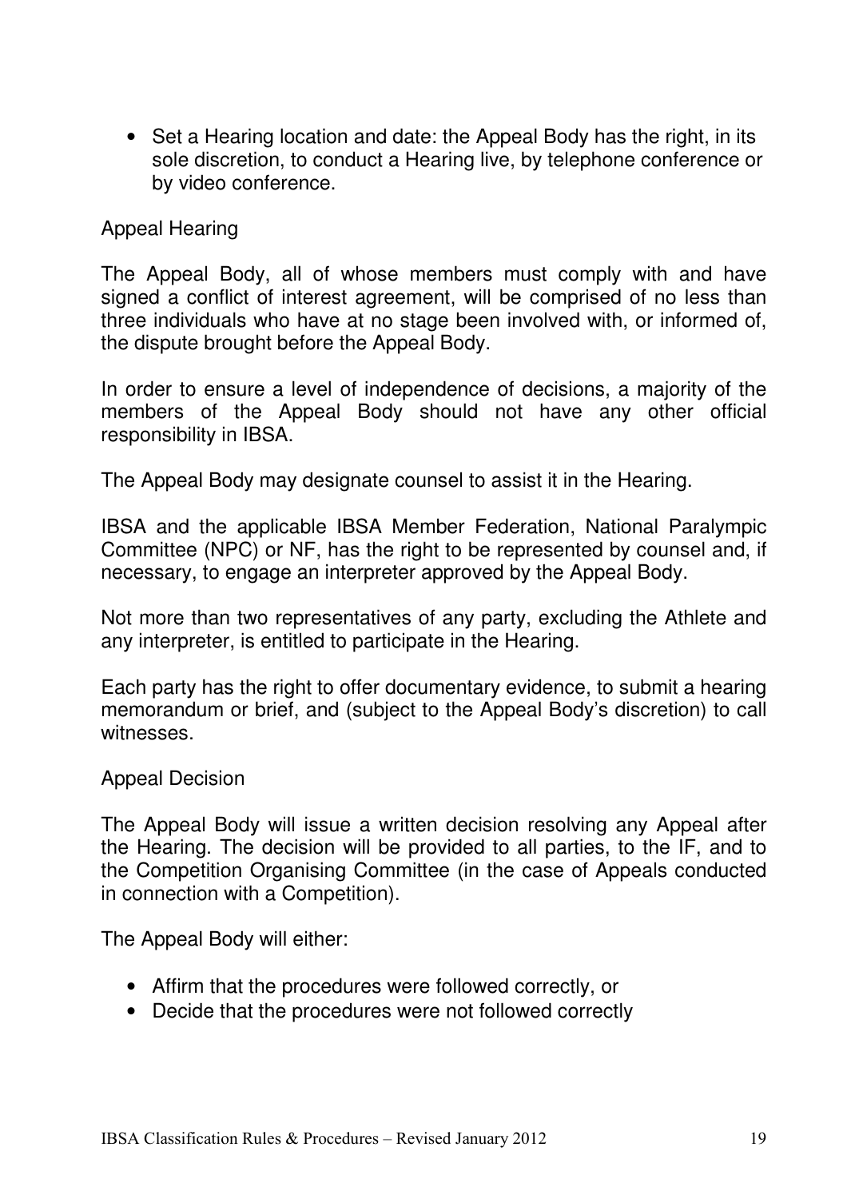- Set a Hearing location and date: the Appeal Body has the right, in its sole discretion, to conduct a Hearing live, by telephone conference or by video conference.

Appeal Hearing

The Appeal Body, all of whose members must comply with and have signed a conflict of interest agreement, will be comprised of no less than three individuals who have at no stage been involved with, or informed of, the dispute brought before the Appeal Body.

In order to ensure a level of independence of decisions, a majority of the members of the Appeal Body should not have any other official responsibility in IBSA.

The Appeal Body may designate counsel to assist it in the Hearing.

IBSA and the applicable IBSA Member Federation, National Paralympic Committee (NPC) or NF, has the right to be represented by counsel and, if necessary, to engage an interpreter approved by the Appeal Body.

Not more than two representatives of any party, excluding the Athlete and any interpreter, is entitled to participate in the Hearing.

Each party has the right to offer documentary evidence, to submit a hearing memorandum or brief, and (subject to the Appeal Body's discretion) to call witnesses.

Appeal Decision

The Appeal Body will issue a written decision resolving any Appeal after the Hearing. The decision will be provided to all parties, to the IF, and to the Competition Organising Committee (in the case of Appeals conducted in connection with a Competition).

The Appeal Body will either:

- Affirm that the procedures were followed correctly, or
- Decide that the procedures were not followed correctly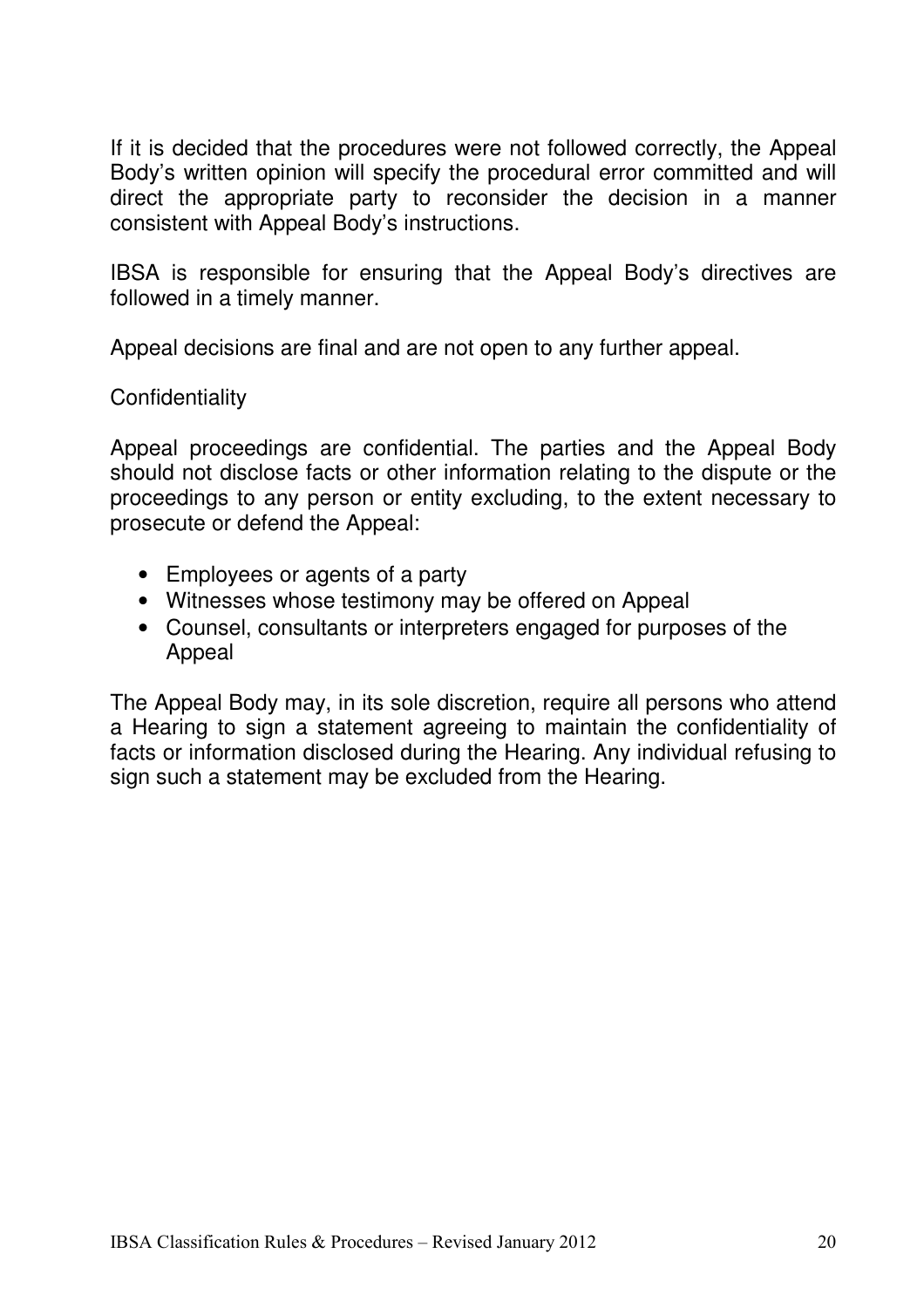If it is decided that the procedures were not followed correctly, the Appeal Body's written opinion will specify the procedural error committed and will direct the appropriate party to reconsider the decision in a manner consistent with Appeal Body's instructions.

IBSA is responsible for ensuring that the Appeal Body's directives are followed in a timely manner.

Appeal decisions are final and are not open to any further appeal.

Confidentiality

Appeal proceedings are confidential. The parties and the Appeal Body should not disclose facts or other information relating to the dispute or the proceedings to any person or entity excluding, to the extent necessary to prosecute or defend the Appeal:

- Employees or agents of a party
- Witnesses whose testimony may be offered on Appeal
- Counsel, consultants or interpreters engaged for purposes of the Appeal

The Appeal Body may, in its sole discretion, require all persons who attend a Hearing to sign a statement agreeing to maintain the confidentiality of facts or information disclosed during the Hearing. Any individual refusing to sign such a statement may be excluded from the Hearing.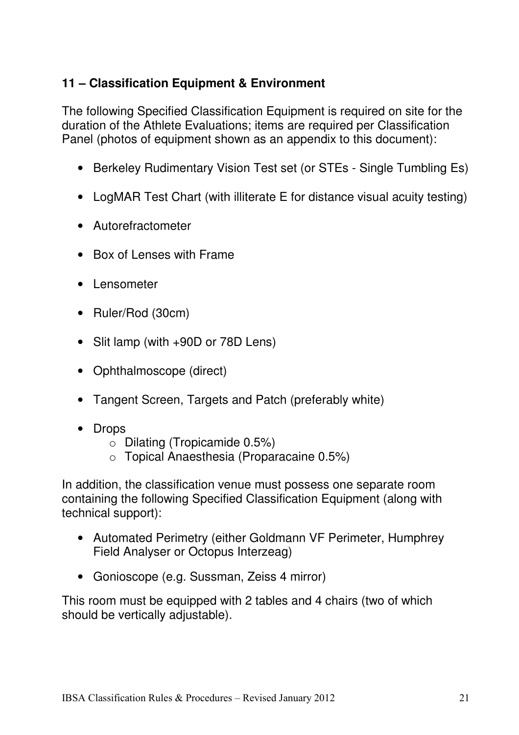## 11 – Classification Equipment & Environment

The following Specified Classification Equipment is required on site for the duration of the Athlete Evaluations; items are required per Classification Panel (photos of equipment shown as an appendix to this document):

- Berkeley Rudimentary Vision Test set (or STEs - Single Tumbling Es)
- LogMAR Test Chart (with illiterate E for distance visual acuity testing)
- Autorefractometer
- Box of Lenses with Frame
- Lensometer
- Ruler/Rod (30cm)
- Slit lamp (with +90D or 78D Lens)
- Ophthalmoscope (direct)
- Tangent Screen, Targets and Patch (preferably white)
- Drops
  - Dilating (Tropicamide 0.5%)
  - Topical Anaesthesia (Proparacaine 0.5%)

In addition, the classification venue must possess one separate room containing the following Specified Classification Equipment (along with technical support):

- Automated Perimetry (either Goldmann VF Perimeter, Humphrey Field Analyser or Octopus Interzeag)
- Gonioscope (e.g. Sussman, Zeiss 4 mirror)

This room must be equipped with 2 tables and 4 chairs (two of which should be vertically adjustable).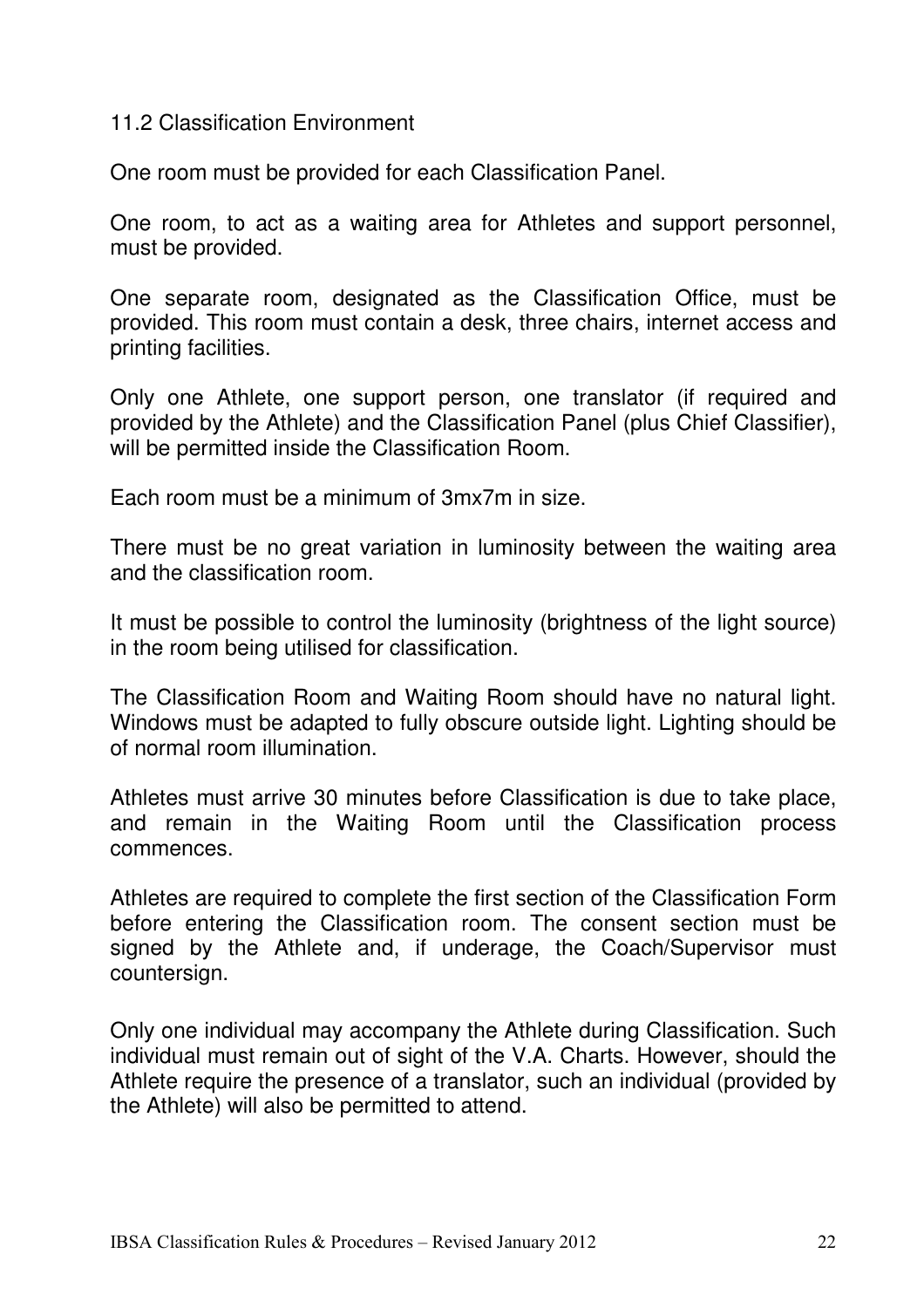## 11.2 Classification Environment

One room must be provided for each Classification Panel.

One room, to act as a waiting area for Athletes and support personnel, must be provided.

One separate room, designated as the Classification Office, must be provided. This room must contain a desk, three chairs, internet access and printing facilities.

Only one Athlete, one support person, one translator (if required and provided by the Athlete) and the Classification Panel (plus Chief Classifier), will be permitted inside the Classification Room.

Each room must be a minimum of 3mx7m in size.

There must be no great variation in luminosity between the waiting area and the classification room.

It must be possible to control the luminosity (brightness of the light source) in the room being utilised for classification.

The Classification Room and Waiting Room should have no natural light. Windows must be adapted to fully obscure outside light. Lighting should be of normal room illumination.

Athletes must arrive 30 minutes before Classification is due to take place, and remain in the Waiting Room until the Classification process commences.

Athletes are required to complete the first section of the Classification Form before entering the Classification room. The consent section must be signed by the Athlete and, if underage, the Coach/Supervisor must countersign.

Only one individual may accompany the Athlete during Classification. Such individual must remain out of sight of the V.A. Charts. However, should the Athlete require the presence of a translator, such an individual (provided by the Athlete) will also be permitted to attend.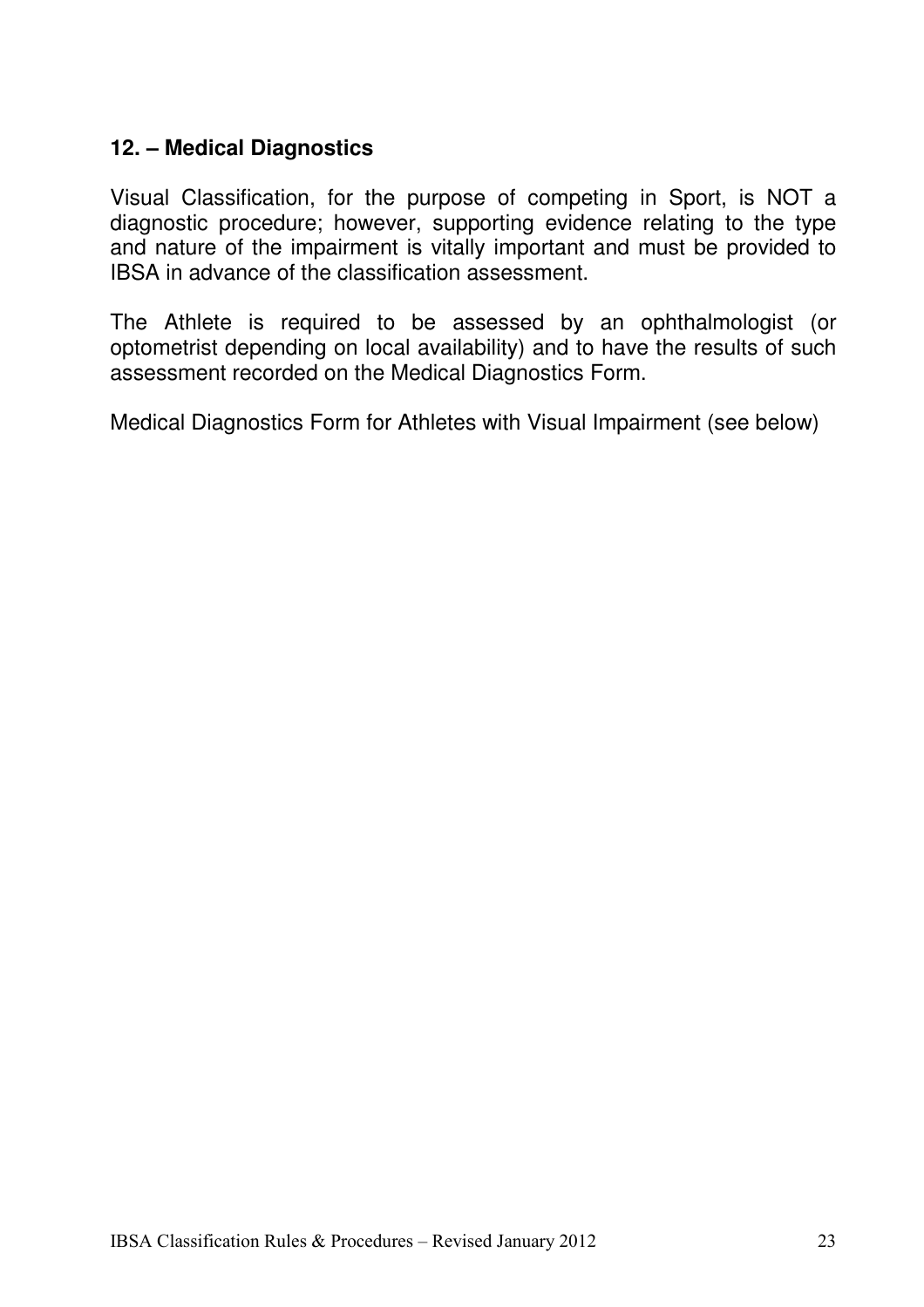## 12. – Medical Diagnostics

Visual Classification, for the purpose of competing in Sport, is NOT a diagnostic procedure; however, supporting evidence relating to the type and nature of the impairment is vitally important and must be provided to IBSA in advance of the classification assessment.

The Athlete is required to be assessed by an ophthalmologist (or optometrist depending on local availability) and to have the results of such assessment recorded on the Medical Diagnostics Form.

Medical Diagnostics Form for Athletes with Visual Impairment (see below)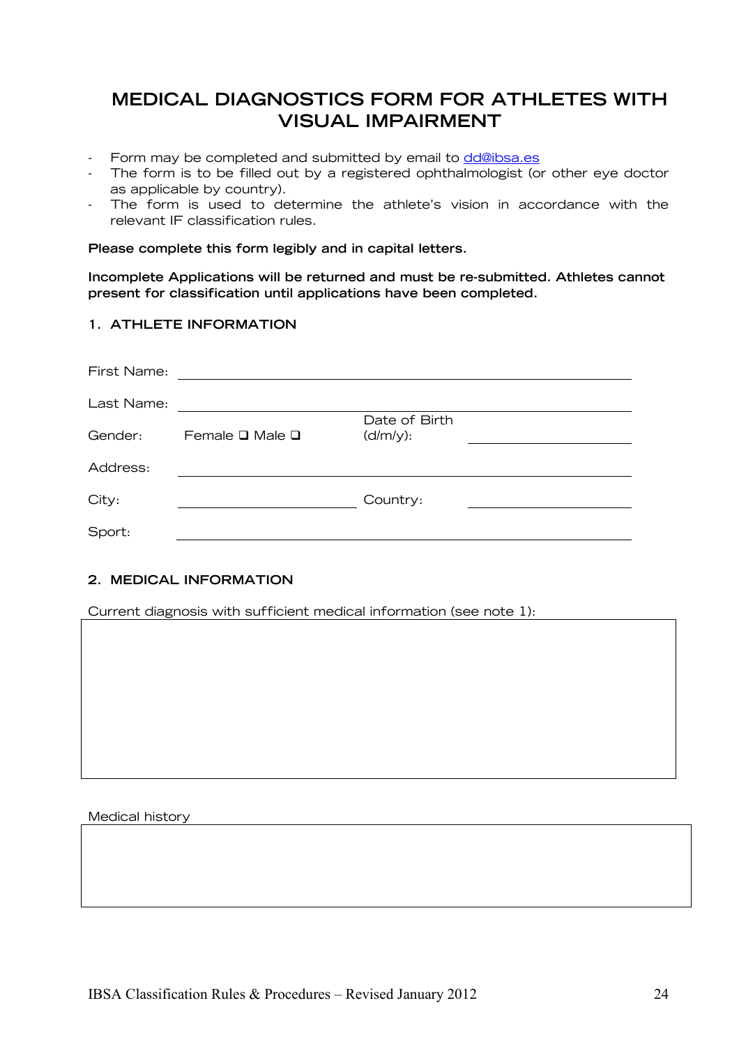# MEDICAL DIAGNOSTICS FORM FOR ATHLETES WITH VISUAL IMPAIRMENT

- Form may be completed and submitted by email to dd@ibsa.es
- The form is to be filled out by a registered ophthalmologist (or other eye doctor as applicable by country).
- The form is used to determine the athlete's vision in accordance with the relevant IF classification rules.

**Please complete this form legibly and in capital letters.**

**Incomplete Applications will be returned and must be re-submitted. Athletes cannot present for classification until applications have been completed.**

## 1. ATHLETE INFORMATION

First Name: ______________________________

Last Name: ______________________________

Gender: Female ❑ Male ❑ Date of Birth (d/m/y): ______________

Address: ______________________________

City: ______________ Country: ______________

Sport: ______________________________

## 2. MEDICAL INFORMATION

Current diagnosis with sufficient medical information (see note 1):

| |
|---|
| |

Medical history

| |
|---|
| |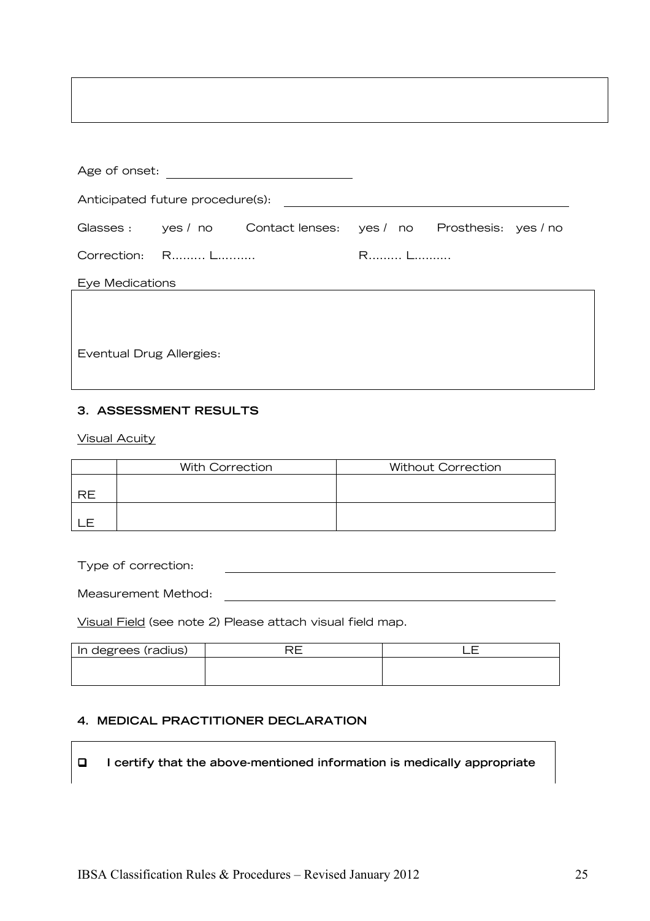Age of onset: ____________________

Anticipated future procedure(s): ______________________________

Glasses : yes / no   Contact lenses: yes / no   Prosthesis: yes / no

Correction: R......... L..........   R......... L..........

Eye Medications

Eventual Drug Allergies:

### 3. ASSESSMENT RESULTS

Visual Acuity

| | With Correction | Without Correction |
|---|---|---|
| RE | | |
| LE | | |

Type of correction: ______________________________

Measurement Method: ______________________________

Visual Field (see note 2) Please attach visual field map.

| In degrees (radius) | RE | LE |
|---|---|---|
| | | |

### 4. MEDICAL PRACTITIONER DECLARATION

- ☐ **I certify that the above-mentioned information is medically appropriate**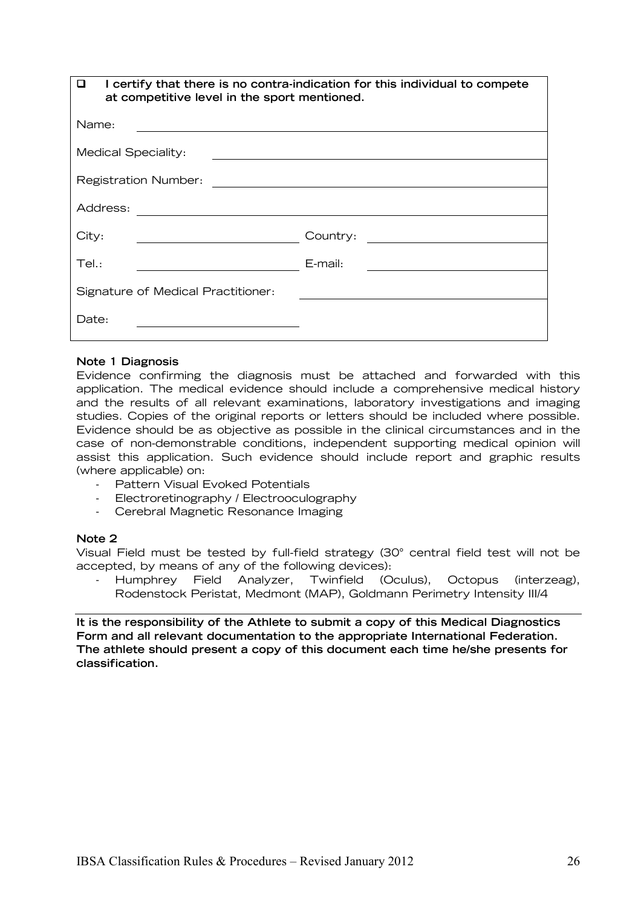- [ ] **I certify that there is no contra-indication for this individual to compete at competitive level in the sport mentioned.**

| | |
|---|---|
| Name: | |
| Medical Speciality: | |
| Registration Number: | |
| Address: | |
| City: | Country: |
| Tel.: | E-mail: |
| Signature of Medical Practitioner: | |
| Date: | |

**Note 1 Diagnosis**

Evidence confirming the diagnosis must be attached and forwarded with this application. The medical evidence should include a comprehensive medical history and the results of all relevant examinations, laboratory investigations and imaging studies. Copies of the original reports or letters should be included where possible. Evidence should be as objective as possible in the clinical circumstances and in the case of non-demonstrable conditions, independent supporting medical opinion will assist this application. Such evidence should include report and graphic results (where applicable) on:

- Pattern Visual Evoked Potentials
- Electroretinography / Electrooculography
- Cerebral Magnetic Resonance Imaging

**Note 2**

Visual Field must be tested by full-field strategy (30° central field test will not be accepted, by means of any of the following devices):

- Humphrey Field Analyzer, Twinfield (Oculus), Octopus (interzeag), Rodenstock Peristat, Medmont (MAP), Goldmann Perimetry Intensity III/4

---

**It is the responsibility of the Athlete to submit a copy of this Medical Diagnostics Form and all relevant documentation to the appropriate International Federation. The athlete should present a copy of this document each time he/she presents for classification.**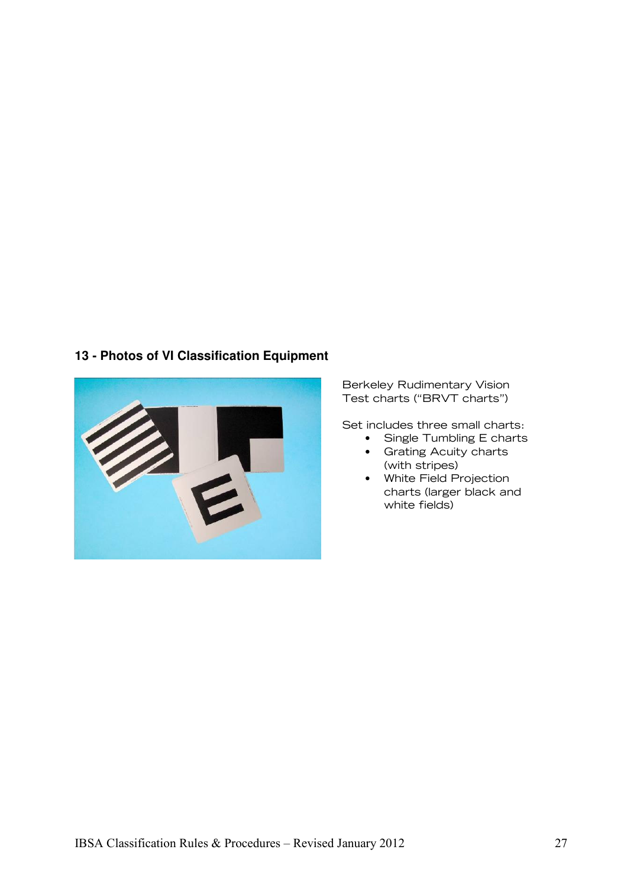## 13 - Photos of VI Classification Equipment

Berkeley Rudimentary Vision Test charts ("BRVT charts")

Set includes three small charts:

- Single Tumbling E charts
- Grating Acuity charts (with stripes)
- White Field Projection charts (larger black and white fields)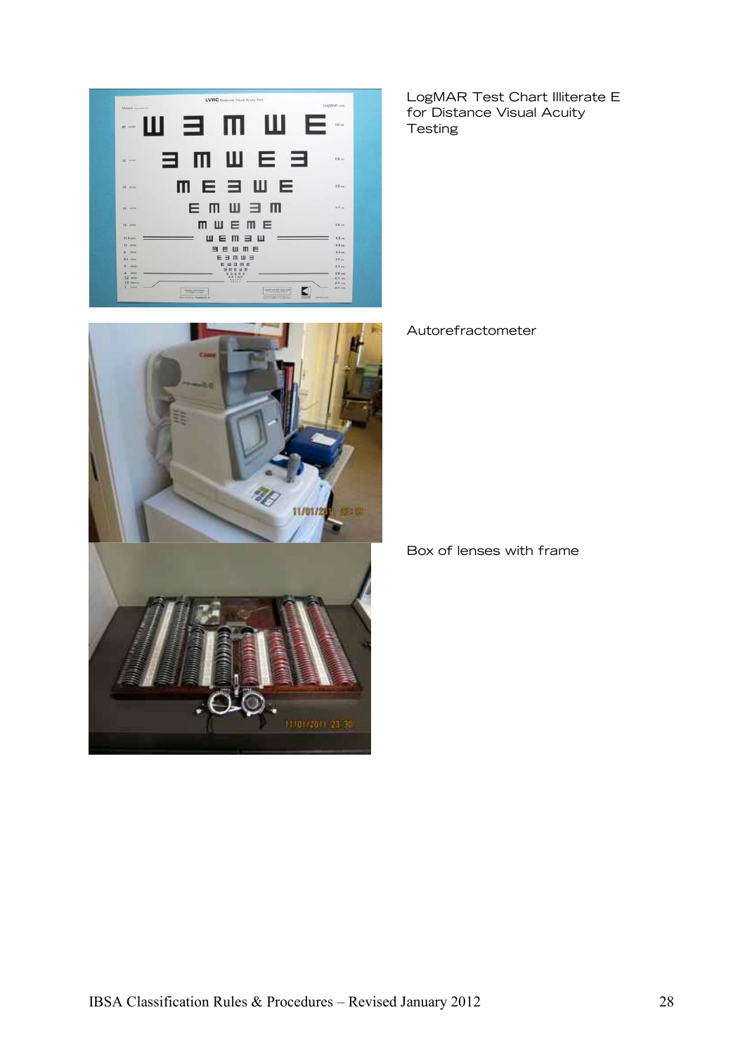LogMAR Test Chart Illiterate E for Distance Visual Acuity Testing

Autorefractometer

Box of lenses with frame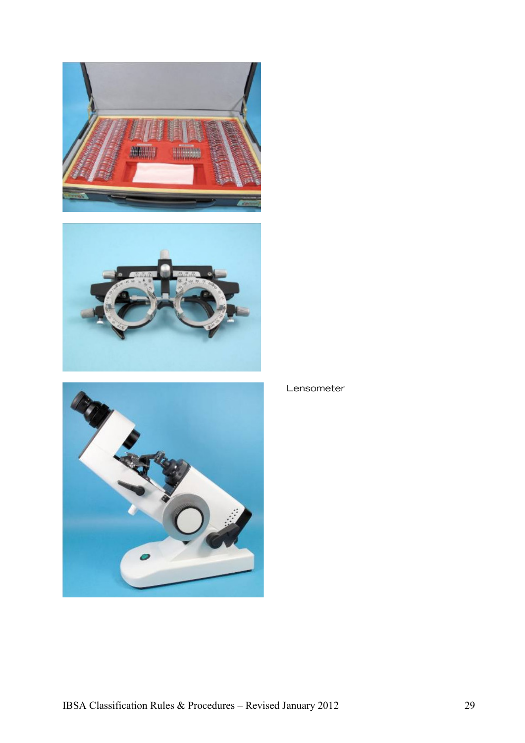Lensometer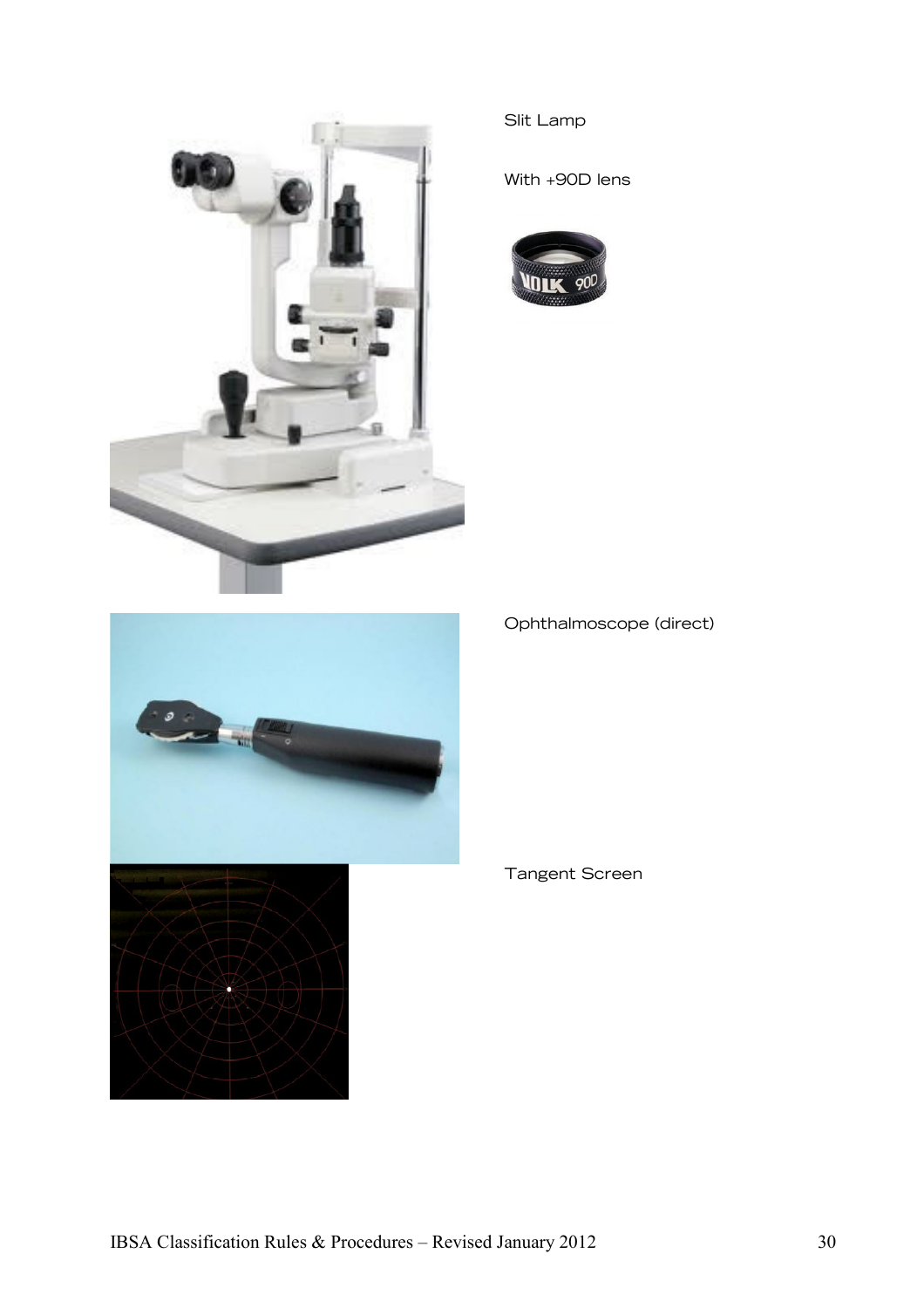Slit Lamp

With +90D lens

Ophthalmoscope (direct)

Tangent Screen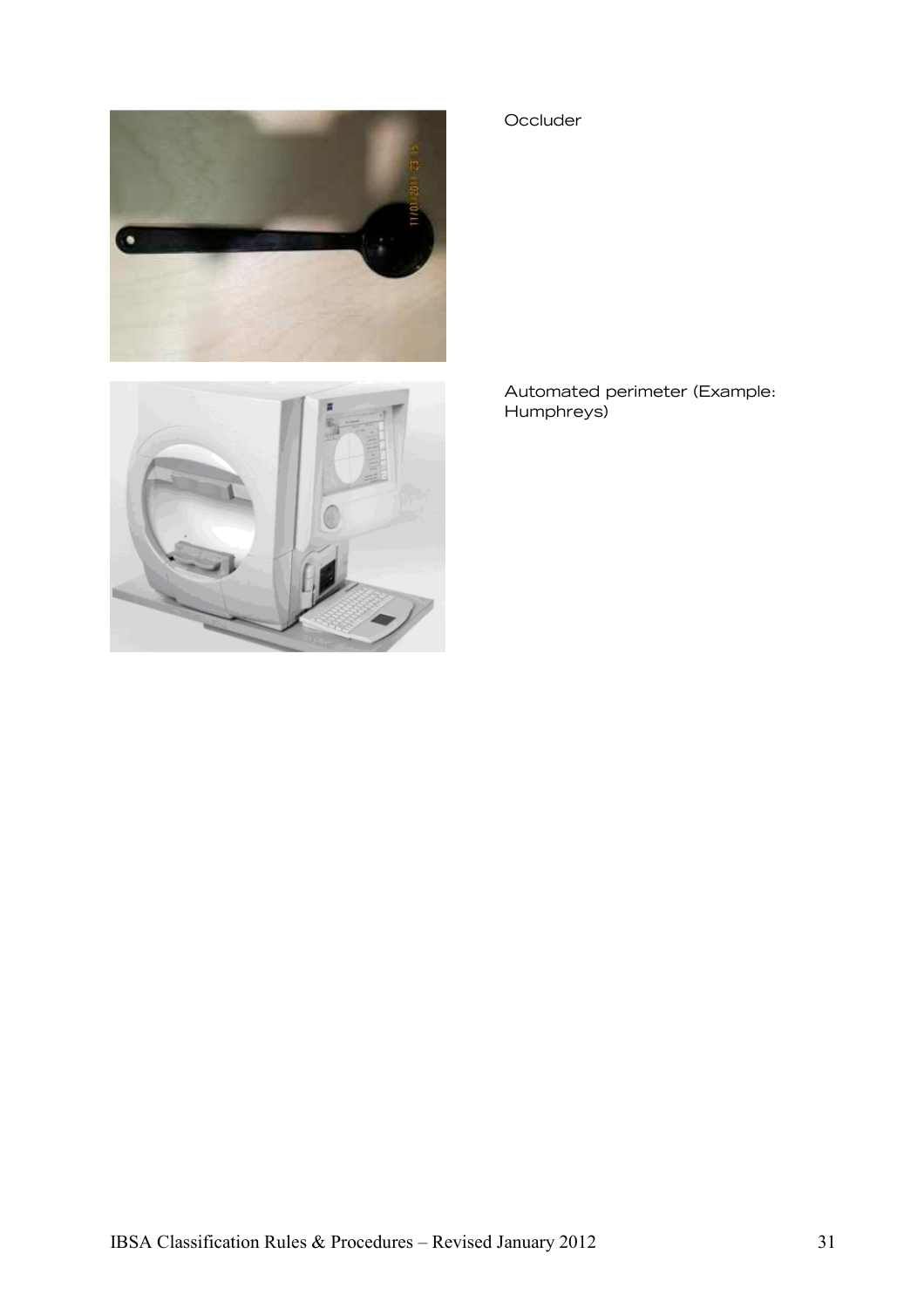Occluder

Automated perimeter (Example: Humphreys)